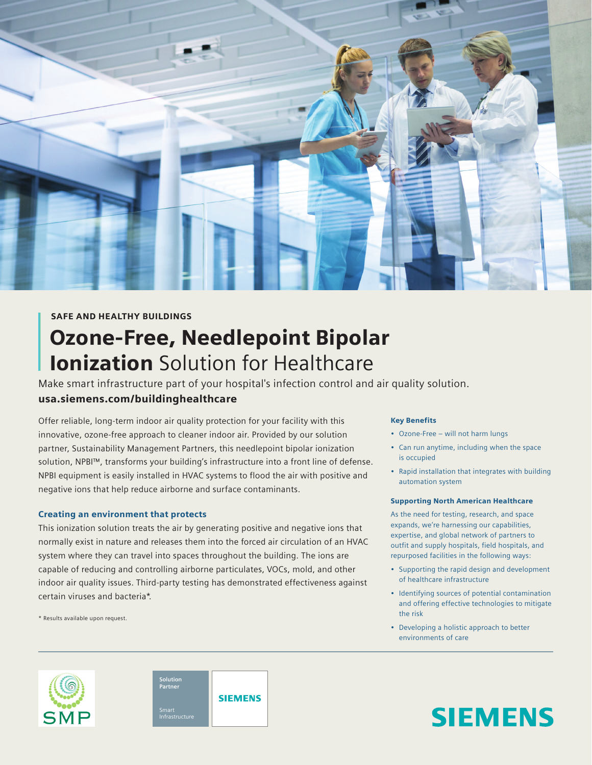SAFE AND HEALTHY BUILDINGS

# **Ozone-Free, Needlepoint Bipolar Ionization** Solution for Healthcare

Make smart infrastructure part of your hospital's infection control and air quality solution.

**usa.siemens.com/buildinghealthcare**

Offer reliable, long-term indoor air quality protection for your facility with this innovative, ozone-free approach to cleaner indoor air. Provided by our solution partner, Sustainability Management Partners, this needlepoint bipolar ionization solution, NPBI™, transforms your building's infrastructure into a front line of defense. NPBI equipment is easily installed in HVAC systems to flood the air with positive and negative ions that help reduce airborne and surface contaminants.

### Creating an environment that protects

This ionization solution treats the air by generating positive and negative ions that normally exist in nature and releases them into the forced air circulation of an HVAC system where they can travel into spaces throughout the building. The ions are capable of reducing and controlling airborne particulates, VOCs, mold, and other indoor air quality issues. Third-party testing has demonstrated effectiveness against certain viruses and bacteria*.

\* Results available upon request.

### Key Benefits

- Ozone-Free – will not harm lungs
- Can run anytime, including when the space is occupied
- Rapid installation that integrates with building automation system

### Supporting North American Healthcare

As the need for testing, research, and space expands, we're harnessing our capabilities, expertise, and global network of partners to outfit and supply hospitals, field hospitals, and repurposed facilities in the following ways:

- Supporting the rapid design and development of healthcare infrastructure
- Identifying sources of potential contamination and offering effective technologies to mitigate the risk
- Developing a holistic approach to better environments of care

SMP

Solution Partner

Smart Infrastructure

SIEMENS

SIEMENS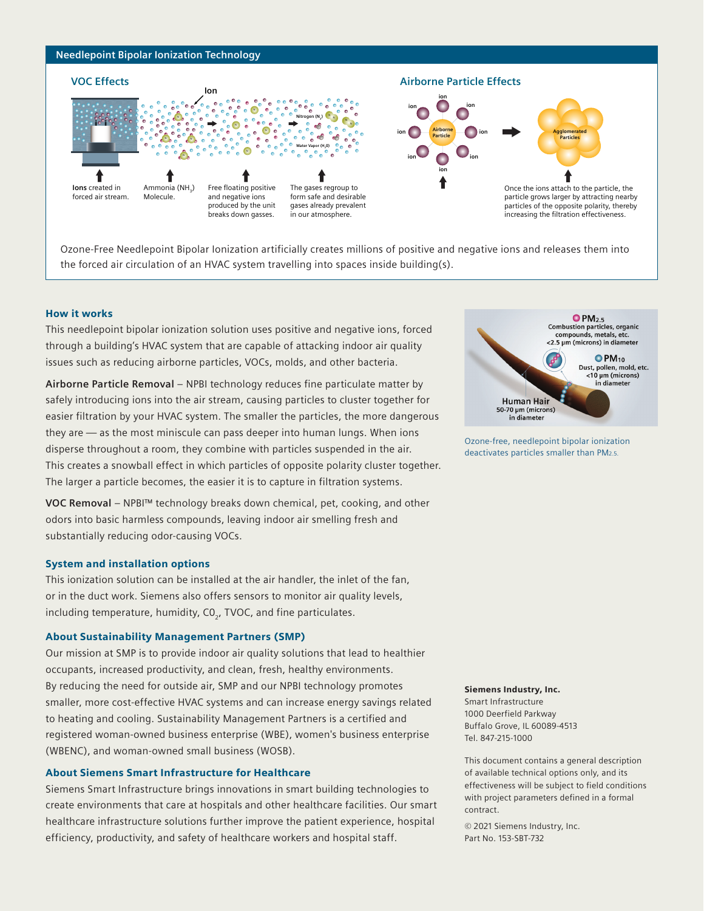## Needlepoint Bipolar Ionization Technology

### VOC Effects

Ion

Nitrogen ($N_2$)

Water Vapor ($H_2O$)

**Ions** created in forced air stream.

Ammonia ($NH_3$) Molecule.

Free floating positive and negative ions produced by the unit breaks down gasses.

The gases regroup to form safe and desirable gases already prevalent in our atmosphere.

### Airborne Particle Effects

ion

Airborne Particle

Agglomerated Particles

Once the ions attach to the particle, the particle grows larger by attracting nearby particles of the opposite polarity, thereby increasing the filtration effectiveness.

Ozone-Free Needlepoint Bipolar Ionization artificially creates millions of positive and negative ions and releases them into the forced air circulation of an HVAC system travelling into spaces inside building(s).

### How it works

This needlepoint bipolar ionization solution uses positive and negative ions, forced through a building's HVAC system that are capable of attacking indoor air quality issues such as reducing airborne particles, VOCs, molds, and other bacteria.

**Airborne Particle Removal** – NPBI technology reduces fine particulate matter by safely introducing ions into the air stream, causing particles to cluster together for easier filtration by your HVAC system. The smaller the particles, the more dangerous they are — as the most miniscule can pass deeper into human lungs. When ions disperse throughout a room, they combine with particles suspended in the air. This creates a snowball effect in which particles of opposite polarity cluster together. The larger a particle becomes, the easier it is to capture in filtration systems.

**VOC Removal** – NPBI™ technology breaks down chemical, pet, cooking, and other odors into basic harmless compounds, leaving indoor air smelling fresh and substantially reducing odor-causing VOCs.

$PM_{2.5}$
Combustion particles, organic compounds, metals, etc.
<2.5 µm (microns) in diameter

$PM_{10}$
Dust, pollen, mold, etc.
<10 µm (microns) in diameter

Human Hair
50-70 µm (microns) in diameter

Ozone-free, needlepoint bipolar ionization deactivates particles smaller than $PM_{2.5}$.

### System and installation options

This ionization solution can be installed at the air handler, the inlet of the fan, or in the duct work. Siemens also offers sensors to monitor air quality levels, including temperature, humidity, $CO_2$, TVOC, and fine particulates.

### About Sustainability Management Partners (SMP)

Our mission at SMP is to provide indoor air quality solutions that lead to healthier occupants, increased productivity, and clean, fresh, healthy environments. By reducing the need for outside air, SMP and our NPBI technology promotes smaller, more cost-effective HVAC systems and can increase energy savings related to heating and cooling. Sustainability Management Partners is a certified and registered woman-owned business enterprise (WBE), women's business enterprise (WBENC), and woman-owned small business (WOSB).

### About Siemens Smart Infrastructure for Healthcare

Siemens Smart Infrastructure brings innovations in smart building technologies to create environments that care at hospitals and other healthcare facilities. Our smart healthcare infrastructure solutions further improve the patient experience, hospital efficiency, productivity, and safety of healthcare workers and hospital staff.

**Siemens Industry, Inc.**
Smart Infrastructure
1000 Deerfield Parkway
Buffalo Grove, IL 60089-4513
Tel. 847-215-1000

This document contains a general description of available technical options only, and its effectiveness will be subject to field conditions with project parameters defined in a formal contract.

© 2021 Siemens Industry, Inc.
Part No. 153-SBT-732